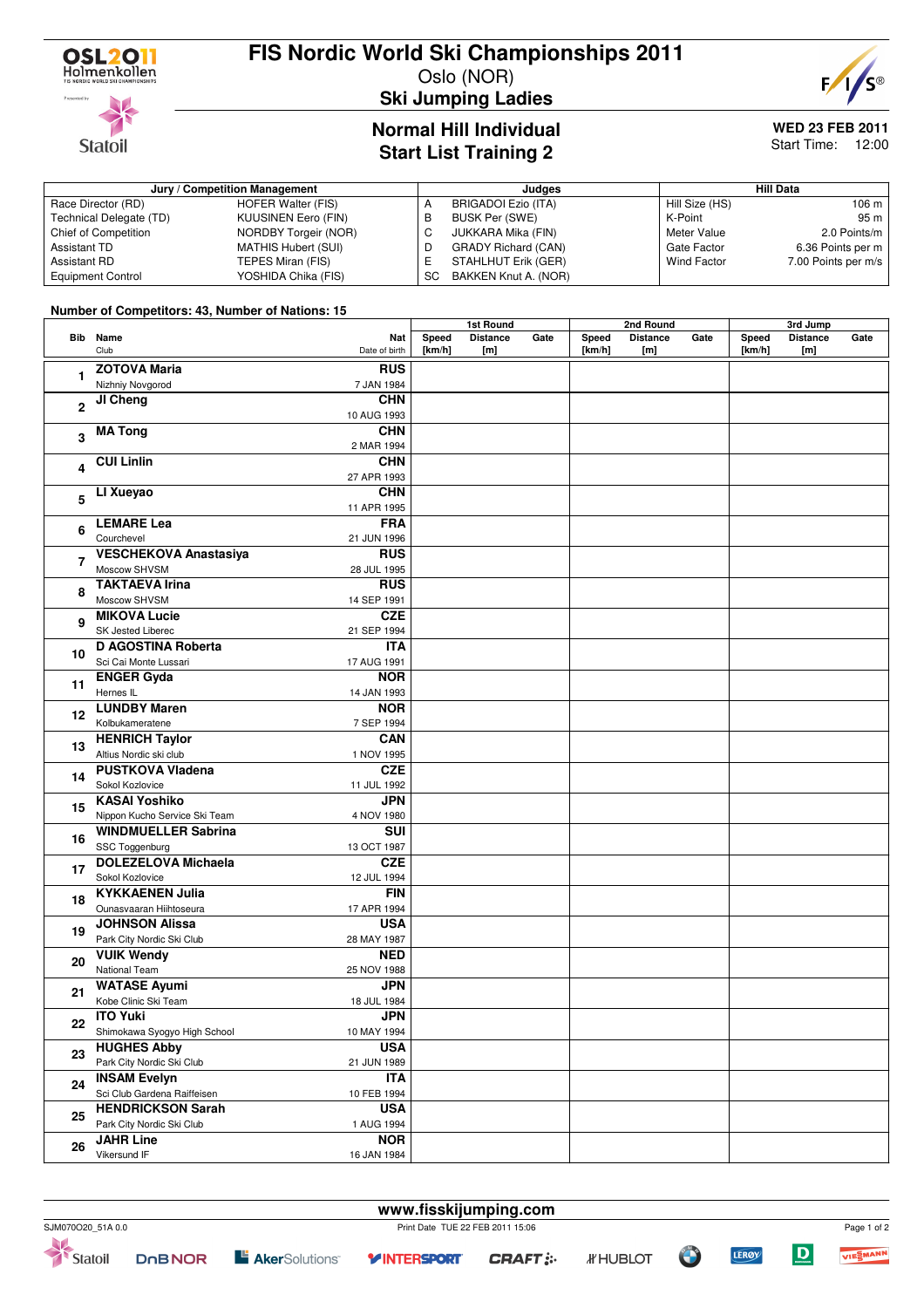# FIS Nordic World Ski Championships 2011

Oslo (NOR)

## Ski Jumping Ladies

## Normal Hill Individual
## Start List Training 2

**WED 23 FEB 2011**
Start Time: 12:00

| Jury / Competition Management | | Judges | | Hill Data | |
|---|---|---|---|---|---|
| Race Director (RD) | HOFER Walter (FIS) | A | BRIGADOI Ezio (ITA) | Hill Size (HS) | 106 m |
| Technical Delegate (TD) | KUUSINEN Eero (FIN) | B | BUSK Per (SWE) | K-Point | 95 m |
| Chief of Competition | NORDBY Torgeir (NOR) | C | JUKKARA Mika (FIN) | Meter Value | 2.0 Points/m |
| Assistant TD | MATHIS Hubert (SUI) | D | GRADY Richard (CAN) | Gate Factor | 6.36 Points per m |
| Assistant RD | TEPES Miran (FIS) | E | STAHLHUT Erik (GER) | Wind Factor | 7.00 Points per m/s |
| Equipment Control | YOSHIDA Chika (FIS) | SC | BAKKEN Knut A. (NOR) | | |

**Number of Competitors: 43, Number of Nations: 15**

| Bib | Name / Club | Nat / Date of birth | 1st Round Speed [km/h] | 1st Round Distance [m] | 1st Round Gate | 2nd Round Speed [km/h] | 2nd Round Distance [m] | 2nd Round Gate | 3rd Jump Speed [km/h] | 3rd Jump Distance [m] | 3rd Jump Gate |
|---|---|---|---|---|---|---|---|---|---|---|---|
| 1 | **ZOTOVA Maria** Nizhniy Novgorod | **RUS** 7 JAN 1984 | | | | | | | | | |
| 2 | **JI Cheng** | **CHN** 10 AUG 1993 | | | | | | | | | |
| 3 | **MA Tong** | **CHN** 2 MAR 1994 | | | | | | | | | |
| 4 | **CUI Linlin** | **CHN** 27 APR 1993 | | | | | | | | | |
| 5 | **LI Xueyao** | **CHN** 11 APR 1995 | | | | | | | | | |
| 6 | **LEMARE Lea** Courchevel | **FRA** 21 JUN 1996 | | | | | | | | | |
| 7 | **VESCHEKOVA Anastasiya** Moscow SHVSM | **RUS** 28 JUL 1995 | | | | | | | | | |
| 8 | **TAKTAEVA Irina** Moscow SHVSM | **RUS** 14 SEP 1991 | | | | | | | | | |
| 9 | **MIKOVA Lucie** SK Jested Liberec | **CZE** 21 SEP 1994 | | | | | | | | | |
| 10 | **D AGOSTINA Roberta** Sci Cai Monte Lussari | **ITA** 17 AUG 1991 | | | | | | | | | |
| 11 | **ENGER Gyda** Hernes IL | **NOR** 14 JAN 1993 | | | | | | | | | |
| 12 | **LUNDBY Maren** Kolbukameratene | **NOR** 7 SEP 1994 | | | | | | | | | |
| 13 | **HENRICH Taylor** Altius Nordic ski club | **CAN** 1 NOV 1995 | | | | | | | | | |
| 14 | **PUSTKOVA Vladena** Sokol Kozlovice | **CZE** 11 JUL 1992 | | | | | | | | | |
| 15 | **KASAI Yoshiko** Nippon Kucho Service Ski Team | **JPN** 4 NOV 1980 | | | | | | | | | |
| 16 | **WINDMUELLER Sabrina** SSC Toggenburg | **SUI** 13 OCT 1987 | | | | | | | | | |
| 17 | **DOLEZELOVA Michaela** Sokol Kozlovice | **CZE** 12 JUL 1994 | | | | | | | | | |
| 18 | **KYKKAENEN Julia** Ounasvaaran Hiihtoseura | **FIN** 17 APR 1994 | | | | | | | | | |
| 19 | **JOHNSON Alissa** Park City Nordic Ski Club | **USA** 28 MAY 1987 | | | | | | | | | |
| 20 | **VUIK Wendy** National Team | **NED** 25 NOV 1988 | | | | | | | | | |
| 21 | **WATASE Ayumi** Kobe Clinic Ski Team | **JPN** 18 JUL 1984 | | | | | | | | | |
| 22 | **ITO Yuki** Shimokawa Syogyo High School | **JPN** 10 MAY 1994 | | | | | | | | | |
| 23 | **HUGHES Abby** Park City Nordic Ski Club | **USA** 21 JUN 1989 | | | | | | | | | |
| 24 | **INSAM Evelyn** Sci Club Gardena Raiffeisen | **ITA** 10 FEB 1994 | | | | | | | | | |
| 25 | **HENDRICKSON Sarah** Park City Nordic Ski Club | **USA** 1 AUG 1994 | | | | | | | | | |
| 26 | **JAHR Line** Vikersund IF | **NOR** 16 JAN 1984 | | | | | | | | | |

www.fisskijumping.com

SJM070O20_51A 0.0 Print Date TUE 22 FEB 2011 15:06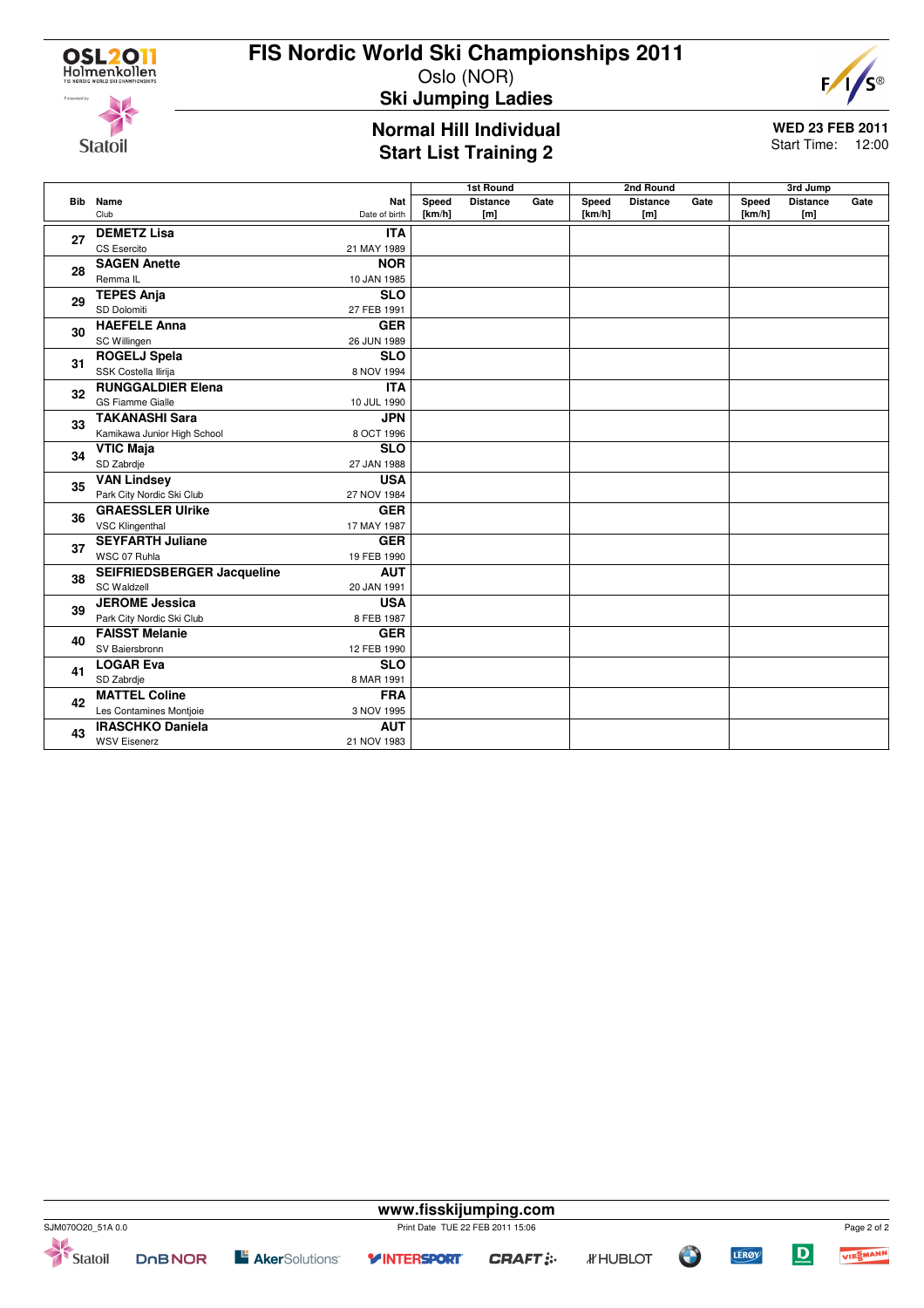# FIS Nordic World Ski Championships 2011

Oslo (NOR)

## Ski Jumping Ladies

### Normal Hill Individual
### Start List Training 2

WED 23 FEB 2011
Start Time: 12:00

| Bib | Name / Club | Nat / Date of birth | 1st Round Speed [km/h] | 1st Round Distance [m] | 1st Round Gate | 2nd Round Speed [km/h] | 2nd Round Distance [m] | 2nd Round Gate | 3rd Jump Speed [km/h] | 3rd Jump Distance [m] | 3rd Jump Gate |
|---|---|---|---|---|---|---|---|---|---|---|---|
| 27 | **DEMETZ Lisa** CS Esercito | **ITA** 21 MAY 1989 | | | | | | | | | |
| 28 | **SAGEN Anette** Remma IL | **NOR** 10 JAN 1985 | | | | | | | | | |
| 29 | **TEPES Anja** SD Dolomiti | **SLO** 27 FEB 1991 | | | | | | | | | |
| 30 | **HAEFELE Anna** SC Willingen | **GER** 26 JUN 1989 | | | | | | | | | |
| 31 | **ROGELJ Spela** SSK Costella Ilirija | **SLO** 8 NOV 1994 | | | | | | | | | |
| 32 | **RUNGGALDIER Elena** GS Fiamme Gialle | **ITA** 10 JUL 1990 | | | | | | | | | |
| 33 | **TAKANASHI Sara** Kamikawa Junior High School | **JPN** 8 OCT 1996 | | | | | | | | | |
| 34 | **VTIC Maja** SD Zabrdje | **SLO** 27 JAN 1988 | | | | | | | | | |
| 35 | **VAN Lindsey** Park City Nordic Ski Club | **USA** 27 NOV 1984 | | | | | | | | | |
| 36 | **GRAESSLER Ulrike** VSC Klingenthal | **GER** 17 MAY 1987 | | | | | | | | | |
| 37 | **SEYFARTH Juliane** WSC 07 Ruhla | **GER** 19 FEB 1990 | | | | | | | | | |
| 38 | **SEIFRIEDSBERGER Jacqueline** SC Waldzell | **AUT** 20 JAN 1991 | | | | | | | | | |
| 39 | **JEROME Jessica** Park City Nordic Ski Club | **USA** 8 FEB 1987 | | | | | | | | | |
| 40 | **FAISST Melanie** SV Baiersbronn | **GER** 12 FEB 1990 | | | | | | | | | |
| 41 | **LOGAR Eva** SD Zabrdje | **SLO** 8 MAR 1991 | | | | | | | | | |
| 42 | **MATTEL Coline** Les Contamines Montjoie | **FRA** 3 NOV 1995 | | | | | | | | | |
| 43 | **IRASCHKO Daniela** WSV Eisenerz | **AUT** 21 NOV 1983 | | | | | | | | | |

www.fisskijumping.com

SJM070O20_51A 0.0    Print Date TUE 22 FEB 2011 15:06